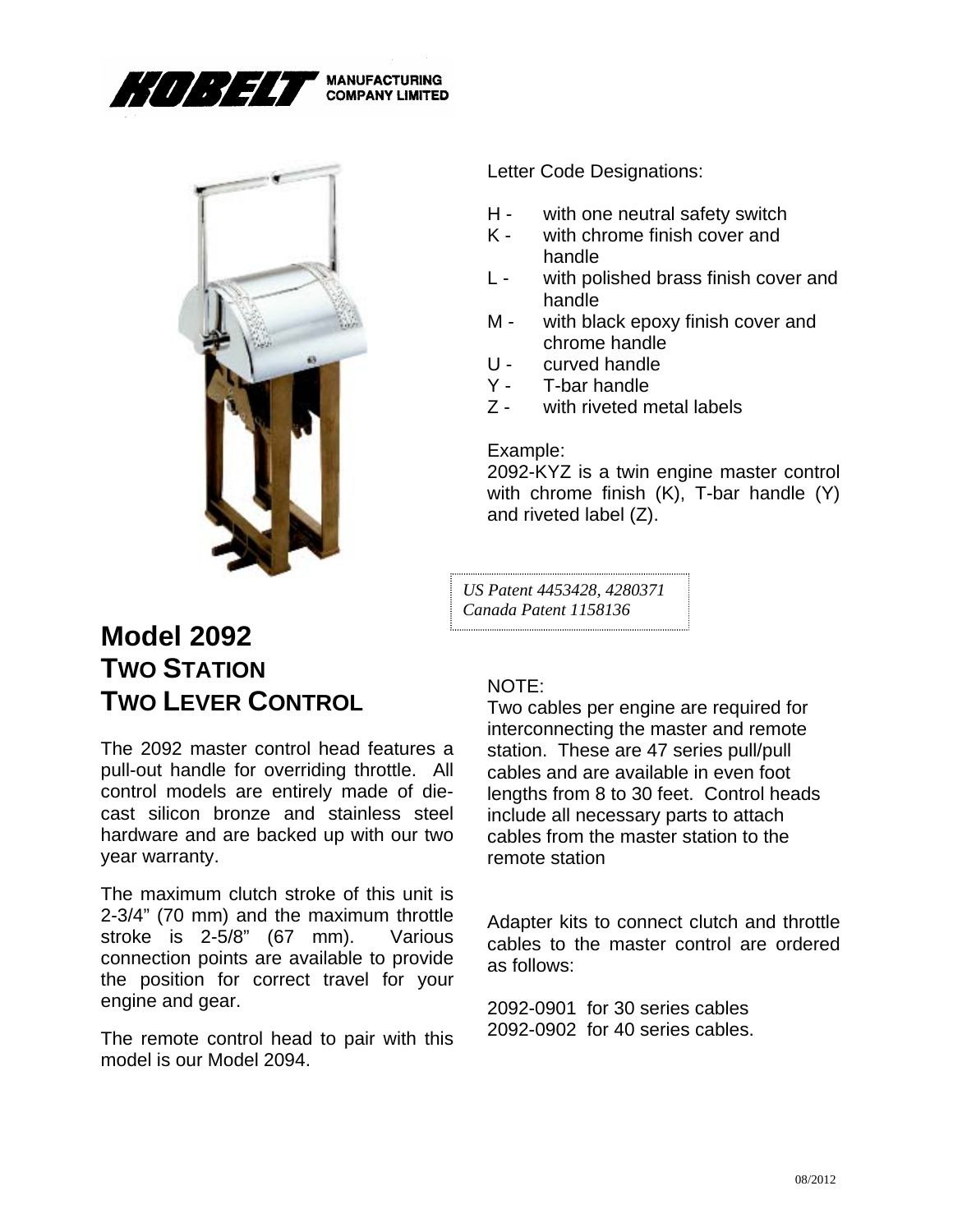KOBELT MANUFACTURING COMPANY LIMITED

# Model 2092
## TWO STATION
## TWO LEVER CONTROL

The 2092 master control head features a pull-out handle for overriding throttle. All control models are entirely made of die-cast silicon bronze and stainless steel hardware and are backed up with our two year warranty.

The maximum clutch stroke of this unit is 2-3/4" (70 mm) and the maximum throttle stroke is 2-5/8" (67 mm). Various connection points are available to provide the position for correct travel for your engine and gear.

The remote control head to pair with this model is our Model 2094.

Letter Code Designations:

- H - with one neutral safety switch
- K - with chrome finish cover and handle
- L - with polished brass finish cover and handle
- M - with black epoxy finish cover and chrome handle
- U - curved handle
- Y - T-bar handle
- Z - with riveted metal labels

Example:
2092-KYZ is a twin engine master control with chrome finish (K), T-bar handle (Y) and riveted label (Z).

*US Patent 4453428, 4280371*
*Canada Patent 1158136*

NOTE:
Two cables per engine are required for interconnecting the master and remote station. These are 47 series pull/pull cables and are available in even foot lengths from 8 to 30 feet. Control heads include all necessary parts to attach cables from the master station to the remote station

Adapter kits to connect clutch and throttle cables to the master control are ordered as follows:

2092-0901 for 30 series cables
2092-0902 for 40 series cables.

08/2012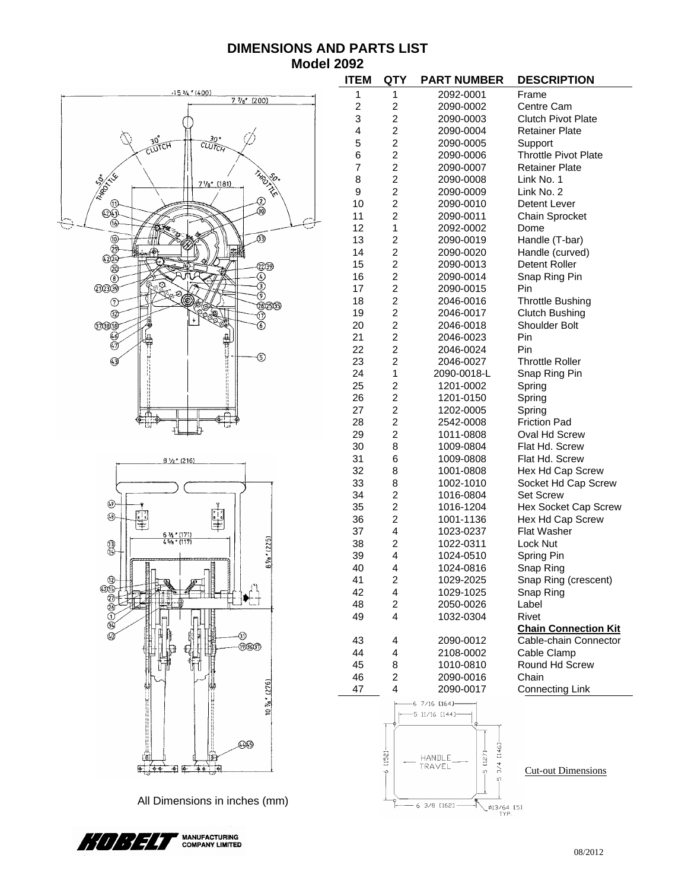# DIMENSIONS AND PARTS LIST
## Model 2092

| ITEM | QTY | PART NUMBER | DESCRIPTION |
|---|---|---|---|
| 1 | 1 | 2092-0001 | Frame |
| 2 | 2 | 2090-0002 | Centre Cam |
| 3 | 2 | 2090-0003 | Clutch Pivot Plate |
| 4 | 2 | 2090-0004 | Retainer Plate |
| 5 | 2 | 2090-0005 | Support |
| 6 | 2 | 2090-0006 | Throttle Pivot Plate |
| 7 | 2 | 2090-0007 | Retainer Plate |
| 8 | 2 | 2090-0008 | Link No. 1 |
| 9 | 2 | 2090-0009 | Link No. 2 |
| 10 | 2 | 2090-0010 | Detent Lever |
| 11 | 2 | 2090-0011 | Chain Sprocket |
| 12 | 1 | 2092-0002 | Dome |
| 13 | 2 | 2090-0019 | Handle (T-bar) |
| 14 | 2 | 2090-0020 | Handle (curved) |
| 15 | 2 | 2090-0013 | Detent Roller |
| 16 | 2 | 2090-0014 | Snap Ring Pin |
| 17 | 2 | 2090-0015 | Pin |
| 18 | 2 | 2046-0016 | Throttle Bushing |
| 19 | 2 | 2046-0017 | Clutch Bushing |
| 20 | 2 | 2046-0018 | Shoulder Bolt |
| 21 | 2 | 2046-0023 | Pin |
| 22 | 2 | 2046-0024 | Pin |
| 23 | 2 | 2046-0027 | Throttle Roller |
| 24 | 1 | 2090-0018-L | Snap Ring Pin |
| 25 | 2 | 1201-0002 | Spring |
| 26 | 2 | 1201-0150 | Spring |
| 27 | 2 | 1202-0005 | Spring |
| 28 | 2 | 2542-0008 | Friction Pad |
| 29 | 2 | 1011-0808 | Oval Hd Screw |
| 30 | 8 | 1009-0804 | Flat Hd. Screw |
| 31 | 6 | 1009-0808 | Flat Hd. Screw |
| 32 | 8 | 1001-0808 | Hex Hd Cap Screw |
| 33 | 8 | 1002-1010 | Socket Hd Cap Screw |
| 34 | 2 | 1016-0804 | Set Screw |
| 35 | 2 | 1016-1204 | Hex Socket Cap Screw |
| 36 | 2 | 1001-1136 | Hex Hd Cap Screw |
| 37 | 4 | 1023-0237 | Flat Washer |
| 38 | 2 | 1022-0311 | Lock Nut |
| 39 | 4 | 1024-0510 | Spring Pin |
| 40 | 4 | 1024-0816 | Snap Ring |
| 41 | 2 | 1029-2025 | Snap Ring (crescent) |
| 42 | 4 | 1029-1025 | Snap Ring |
| 48 | 2 | 2050-0026 | Label |
| 49 | 4 | 1032-0304 | Rivet |
| | | | **Chain Connection Kit** |
| 43 | 4 | 2090-0012 | Cable-chain Connector |
| 44 | 4 | 2108-0002 | Cable Clamp |
| 45 | 8 | 1010-0810 | Round Hd Screw |
| 46 | 2 | 2090-0016 | Chain |
| 47 | 4 | 2090-0017 | Connecting Link |

15 3/4" (400)
7 7/8" (200)
7 1/8" (181)
30° CLUTCH
30° CLUTCH
50° THROTTLE
50° THROTTLE

8 1/2" (216)
6 3/4" (171)
4 5/8" (117)
8 7/8" (225)
10 7/8" (276)

6 7/16 [164]
5 11/16 [144]
6 [152]
5 [127]
5 3/4 [146]
HANDLE TRAVEL
6 3/8 [162]
Ø13/64 [5] TYP.

Cut-out Dimensions

All Dimensions in inches (mm)

KOBELT MANUFACTURING COMPANY LIMITED

08/2012